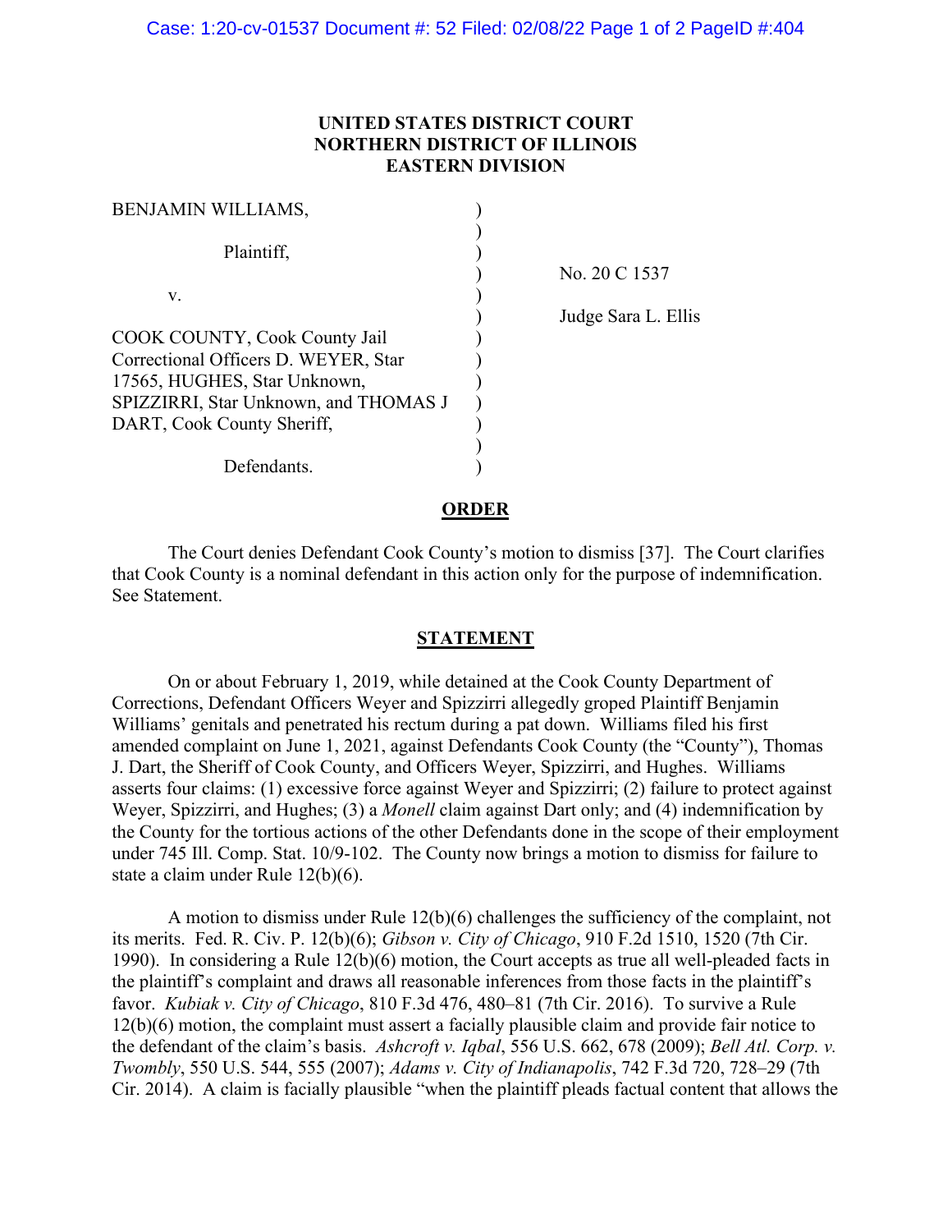**UNITED STATES DISTRICT COURT**
**NORTHERN DISTRICT OF ILLINOIS**
**EASTERN DIVISION**

| | | |
|---|---|---|
| BENJAMIN WILLIAMS, | ) | |
| | ) | |
| Plaintiff, | ) | |
| | ) | No. 20 C 1537 |
| v. | ) | |
| | ) | Judge Sara L. Ellis |
| COOK COUNTY, Cook County Jail Correctional Officers D. WEYER, Star 17565, HUGHES, Star Unknown, SPIZZIRRI, Star Unknown, and THOMAS J DART, Cook County Sheriff, | ) | |
| | ) | |
| Defendants. | ) | |

## ORDER

The Court denies Defendant Cook County's motion to dismiss [37]. The Court clarifies that Cook County is a nominal defendant in this action only for the purpose of indemnification. See Statement.

## STATEMENT

On or about February 1, 2019, while detained at the Cook County Department of Corrections, Defendant Officers Weyer and Spizzirri allegedly groped Plaintiff Benjamin Williams' genitals and penetrated his rectum during a pat down. Williams filed his first amended complaint on June 1, 2021, against Defendants Cook County (the "County"), Thomas J. Dart, the Sheriff of Cook County, and Officers Weyer, Spizzirri, and Hughes. Williams asserts four claims: (1) excessive force against Weyer and Spizzirri; (2) failure to protect against Weyer, Spizzirri, and Hughes; (3) a *Monell* claim against Dart only; and (4) indemnification by the County for the tortious actions of the other Defendants done in the scope of their employment under 745 Ill. Comp. Stat. 10/9-102. The County now brings a motion to dismiss for failure to state a claim under Rule 12(b)(6).

A motion to dismiss under Rule 12(b)(6) challenges the sufficiency of the complaint, not its merits. Fed. R. Civ. P. 12(b)(6); *Gibson v. City of Chicago*, 910 F.2d 1510, 1520 (7th Cir. 1990). In considering a Rule 12(b)(6) motion, the Court accepts as true all well-pleaded facts in the plaintiff's complaint and draws all reasonable inferences from those facts in the plaintiff's favor. *Kubiak v. City of Chicago*, 810 F.3d 476, 480–81 (7th Cir. 2016). To survive a Rule 12(b)(6) motion, the complaint must assert a facially plausible claim and provide fair notice to the defendant of the claim's basis. *Ashcroft v. Iqbal*, 556 U.S. 662, 678 (2009); *Bell Atl. Corp. v. Twombly*, 550 U.S. 544, 555 (2007); *Adams v. City of Indianapolis*, 742 F.3d 720, 728–29 (7th Cir. 2014). A claim is facially plausible "when the plaintiff pleads factual content that allows the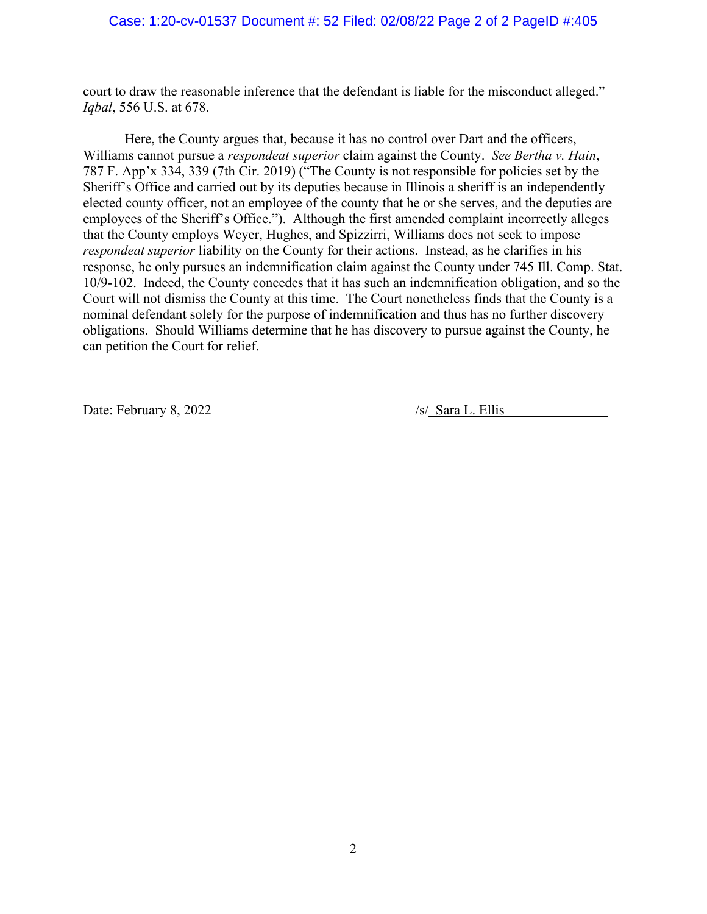court to draw the reasonable inference that the defendant is liable for the misconduct alleged." *Iqbal*, 556 U.S. at 678.

Here, the County argues that, because it has no control over Dart and the officers, Williams cannot pursue a *respondeat superior* claim against the County. *See Bertha v. Hain*, 787 F. App'x 334, 339 (7th Cir. 2019) ("The County is not responsible for policies set by the Sheriff's Office and carried out by its deputies because in Illinois a sheriff is an independently elected county officer, not an employee of the county that he or she serves, and the deputies are employees of the Sheriff's Office."). Although the first amended complaint incorrectly alleges that the County employs Weyer, Hughes, and Spizzirri, Williams does not seek to impose *respondeat superior* liability on the County for their actions. Instead, as he clarifies in his response, he only pursues an indemnification claim against the County under 745 Ill. Comp. Stat. 10/9-102. Indeed, the County concedes that it has such an indemnification obligation, and so the Court will not dismiss the County at this time. The Court nonetheless finds that the County is a nominal defendant solely for the purpose of indemnification and thus has no further discovery obligations. Should Williams determine that he has discovery to pursue against the County, he can petition the Court for relief.

Date: February 8, 2022

/s/ Sara L. Ellis